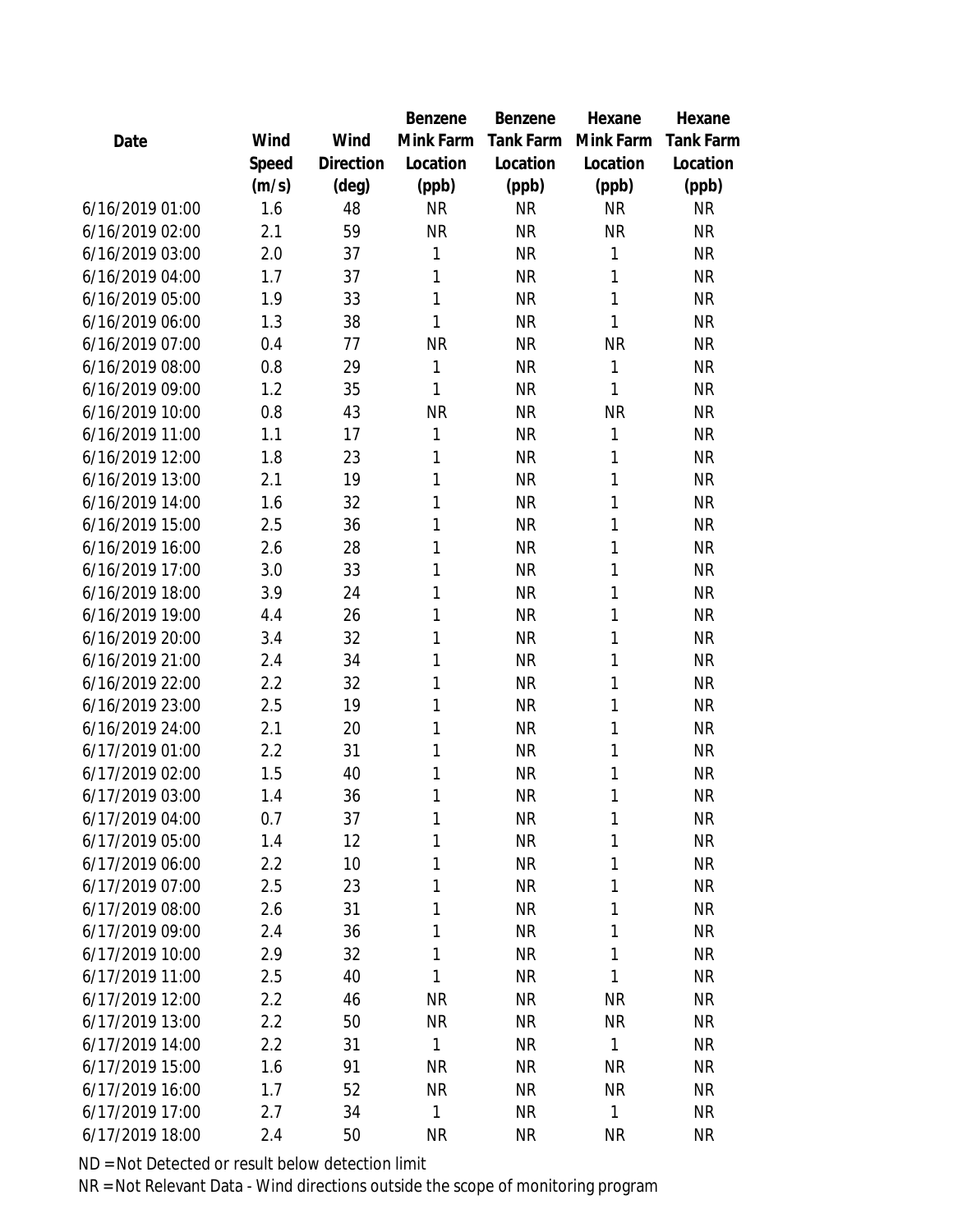| Date | Wind Speed (m/s) | Wind Direction (deg) | Benzene Mink Farm Location (ppb) | Benzene Tank Farm Location (ppb) | Hexane Mink Farm Location (ppb) | Hexane Tank Farm Location (ppb) |
|---|---|---|---|---|---|---|
| 6/16/2019 01:00 | 1.6 | 48 | NR | NR | NR | NR |
| 6/16/2019 02:00 | 2.1 | 59 | NR | NR | NR | NR |
| 6/16/2019 03:00 | 2.0 | 37 | 1 | NR | 1 | NR |
| 6/16/2019 04:00 | 1.7 | 37 | 1 | NR | 1 | NR |
| 6/16/2019 05:00 | 1.9 | 33 | 1 | NR | 1 | NR |
| 6/16/2019 06:00 | 1.3 | 38 | 1 | NR | 1 | NR |
| 6/16/2019 07:00 | 0.4 | 77 | NR | NR | NR | NR |
| 6/16/2019 08:00 | 0.8 | 29 | 1 | NR | 1 | NR |
| 6/16/2019 09:00 | 1.2 | 35 | 1 | NR | 1 | NR |
| 6/16/2019 10:00 | 0.8 | 43 | NR | NR | NR | NR |
| 6/16/2019 11:00 | 1.1 | 17 | 1 | NR | 1 | NR |
| 6/16/2019 12:00 | 1.8 | 23 | 1 | NR | 1 | NR |
| 6/16/2019 13:00 | 2.1 | 19 | 1 | NR | 1 | NR |
| 6/16/2019 14:00 | 1.6 | 32 | 1 | NR | 1 | NR |
| 6/16/2019 15:00 | 2.5 | 36 | 1 | NR | 1 | NR |
| 6/16/2019 16:00 | 2.6 | 28 | 1 | NR | 1 | NR |
| 6/16/2019 17:00 | 3.0 | 33 | 1 | NR | 1 | NR |
| 6/16/2019 18:00 | 3.9 | 24 | 1 | NR | 1 | NR |
| 6/16/2019 19:00 | 4.4 | 26 | 1 | NR | 1 | NR |
| 6/16/2019 20:00 | 3.4 | 32 | 1 | NR | 1 | NR |
| 6/16/2019 21:00 | 2.4 | 34 | 1 | NR | 1 | NR |
| 6/16/2019 22:00 | 2.2 | 32 | 1 | NR | 1 | NR |
| 6/16/2019 23:00 | 2.5 | 19 | 1 | NR | 1 | NR |
| 6/16/2019 24:00 | 2.1 | 20 | 1 | NR | 1 | NR |
| 6/17/2019 01:00 | 2.2 | 31 | 1 | NR | 1 | NR |
| 6/17/2019 02:00 | 1.5 | 40 | 1 | NR | 1 | NR |
| 6/17/2019 03:00 | 1.4 | 36 | 1 | NR | 1 | NR |
| 6/17/2019 04:00 | 0.7 | 37 | 1 | NR | 1 | NR |
| 6/17/2019 05:00 | 1.4 | 12 | 1 | NR | 1 | NR |
| 6/17/2019 06:00 | 2.2 | 10 | 1 | NR | 1 | NR |
| 6/17/2019 07:00 | 2.5 | 23 | 1 | NR | 1 | NR |
| 6/17/2019 08:00 | 2.6 | 31 | 1 | NR | 1 | NR |
| 6/17/2019 09:00 | 2.4 | 36 | 1 | NR | 1 | NR |
| 6/17/2019 10:00 | 2.9 | 32 | 1 | NR | 1 | NR |
| 6/17/2019 11:00 | 2.5 | 40 | 1 | NR | 1 | NR |
| 6/17/2019 12:00 | 2.2 | 46 | NR | NR | NR | NR |
| 6/17/2019 13:00 | 2.2 | 50 | NR | NR | NR | NR |
| 6/17/2019 14:00 | 2.2 | 31 | 1 | NR | 1 | NR |
| 6/17/2019 15:00 | 1.6 | 91 | NR | NR | NR | NR |
| 6/17/2019 16:00 | 1.7 | 52 | NR | NR | NR | NR |
| 6/17/2019 17:00 | 2.7 | 34 | 1 | NR | 1 | NR |
| 6/17/2019 18:00 | 2.4 | 50 | NR | NR | NR | NR |

ND = Not Detected or result below detection limit

NR = Not Relevant Data - Wind directions outside the scope of monitoring program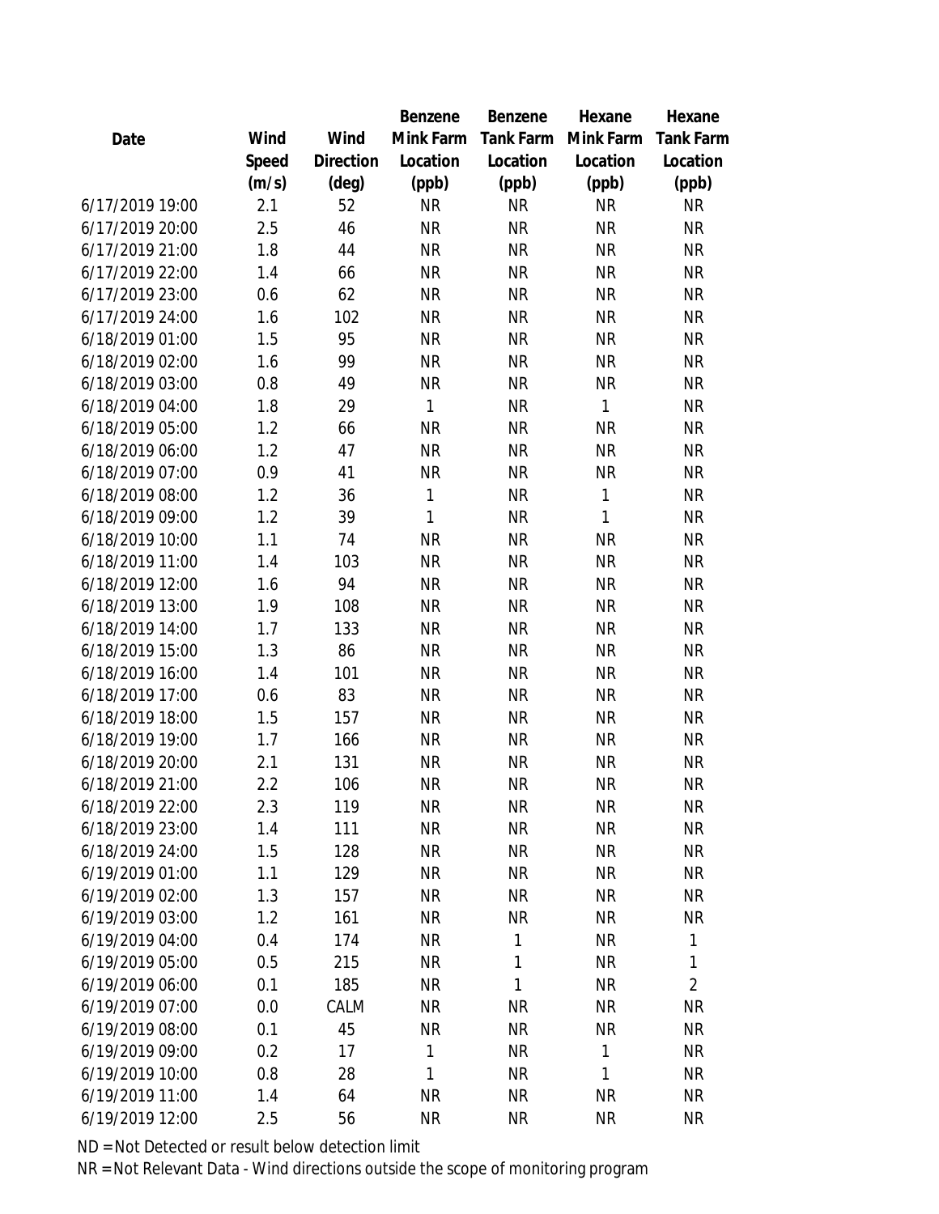| Date | Wind Speed (m/s) | Wind Direction (deg) | Benzene Mink Farm Location (ppb) | Benzene Tank Farm Location (ppb) | Hexane Mink Farm Location (ppb) | Hexane Tank Farm Location (ppb) |
|---|---|---|---|---|---|---|
| 6/17/2019 19:00 | 2.1 | 52 | NR | NR | NR | NR |
| 6/17/2019 20:00 | 2.5 | 46 | NR | NR | NR | NR |
| 6/17/2019 21:00 | 1.8 | 44 | NR | NR | NR | NR |
| 6/17/2019 22:00 | 1.4 | 66 | NR | NR | NR | NR |
| 6/17/2019 23:00 | 0.6 | 62 | NR | NR | NR | NR |
| 6/17/2019 24:00 | 1.6 | 102 | NR | NR | NR | NR |
| 6/18/2019 01:00 | 1.5 | 95 | NR | NR | NR | NR |
| 6/18/2019 02:00 | 1.6 | 99 | NR | NR | NR | NR |
| 6/18/2019 03:00 | 0.8 | 49 | NR | NR | NR | NR |
| 6/18/2019 04:00 | 1.8 | 29 | 1 | NR | 1 | NR |
| 6/18/2019 05:00 | 1.2 | 66 | NR | NR | NR | NR |
| 6/18/2019 06:00 | 1.2 | 47 | NR | NR | NR | NR |
| 6/18/2019 07:00 | 0.9 | 41 | NR | NR | NR | NR |
| 6/18/2019 08:00 | 1.2 | 36 | 1 | NR | 1 | NR |
| 6/18/2019 09:00 | 1.2 | 39 | 1 | NR | 1 | NR |
| 6/18/2019 10:00 | 1.1 | 74 | NR | NR | NR | NR |
| 6/18/2019 11:00 | 1.4 | 103 | NR | NR | NR | NR |
| 6/18/2019 12:00 | 1.6 | 94 | NR | NR | NR | NR |
| 6/18/2019 13:00 | 1.9 | 108 | NR | NR | NR | NR |
| 6/18/2019 14:00 | 1.7 | 133 | NR | NR | NR | NR |
| 6/18/2019 15:00 | 1.3 | 86 | NR | NR | NR | NR |
| 6/18/2019 16:00 | 1.4 | 101 | NR | NR | NR | NR |
| 6/18/2019 17:00 | 0.6 | 83 | NR | NR | NR | NR |
| 6/18/2019 18:00 | 1.5 | 157 | NR | NR | NR | NR |
| 6/18/2019 19:00 | 1.7 | 166 | NR | NR | NR | NR |
| 6/18/2019 20:00 | 2.1 | 131 | NR | NR | NR | NR |
| 6/18/2019 21:00 | 2.2 | 106 | NR | NR | NR | NR |
| 6/18/2019 22:00 | 2.3 | 119 | NR | NR | NR | NR |
| 6/18/2019 23:00 | 1.4 | 111 | NR | NR | NR | NR |
| 6/18/2019 24:00 | 1.5 | 128 | NR | NR | NR | NR |
| 6/19/2019 01:00 | 1.1 | 129 | NR | NR | NR | NR |
| 6/19/2019 02:00 | 1.3 | 157 | NR | NR | NR | NR |
| 6/19/2019 03:00 | 1.2 | 161 | NR | NR | NR | NR |
| 6/19/2019 04:00 | 0.4 | 174 | NR | 1 | NR | 1 |
| 6/19/2019 05:00 | 0.5 | 215 | NR | 1 | NR | 1 |
| 6/19/2019 06:00 | 0.1 | 185 | NR | 1 | NR | 2 |
| 6/19/2019 07:00 | 0.0 | CALM | NR | NR | NR | NR |
| 6/19/2019 08:00 | 0.1 | 45 | NR | NR | NR | NR |
| 6/19/2019 09:00 | 0.2 | 17 | 1 | NR | 1 | NR |
| 6/19/2019 10:00 | 0.8 | 28 | 1 | NR | 1 | NR |
| 6/19/2019 11:00 | 1.4 | 64 | NR | NR | NR | NR |
| 6/19/2019 12:00 | 2.5 | 56 | NR | NR | NR | NR |

ND = Not Detected or result below detection limit

NR = Not Relevant Data - Wind directions outside the scope of monitoring program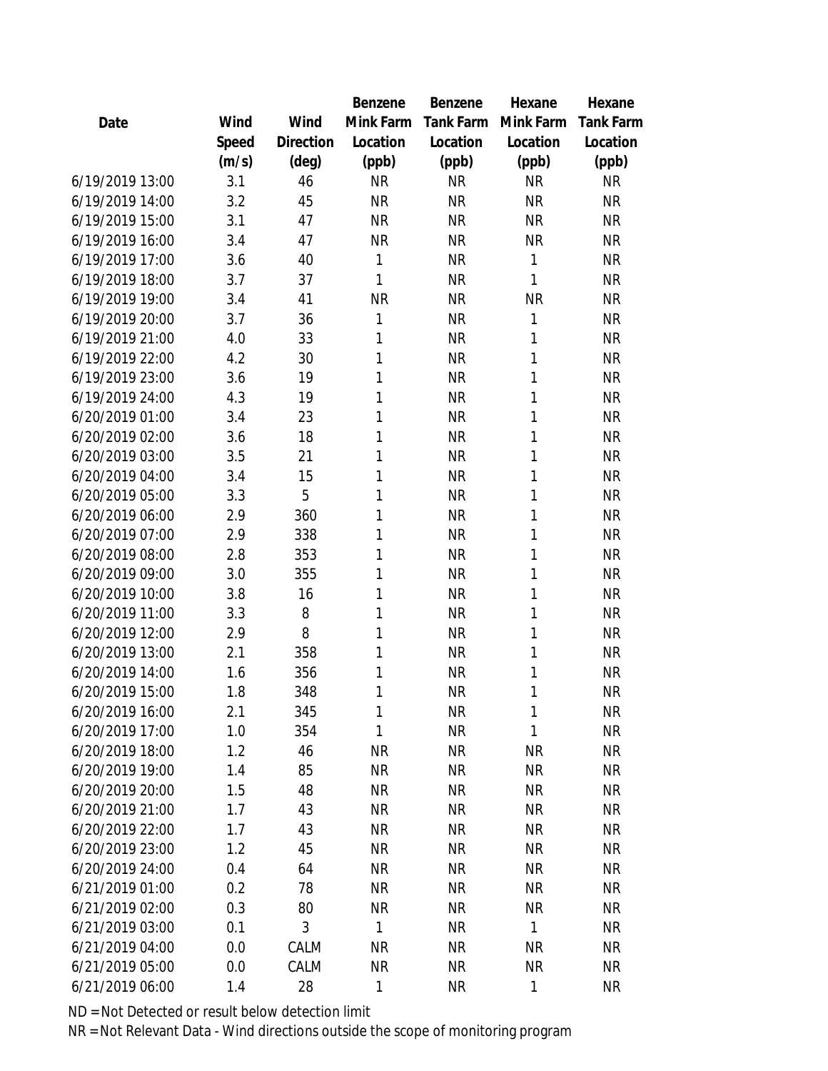| Date | Wind Speed (m/s) | Wind Direction (deg) | Benzene Mink Farm Location (ppb) | Benzene Tank Farm Location (ppb) | Hexane Mink Farm Location (ppb) | Hexane Tank Farm Location (ppb) |
|---|---|---|---|---|---|---|
| 6/19/2019 13:00 | 3.1 | 46 | NR | NR | NR | NR |
| 6/19/2019 14:00 | 3.2 | 45 | NR | NR | NR | NR |
| 6/19/2019 15:00 | 3.1 | 47 | NR | NR | NR | NR |
| 6/19/2019 16:00 | 3.4 | 47 | NR | NR | NR | NR |
| 6/19/2019 17:00 | 3.6 | 40 | 1 | NR | 1 | NR |
| 6/19/2019 18:00 | 3.7 | 37 | 1 | NR | 1 | NR |
| 6/19/2019 19:00 | 3.4 | 41 | NR | NR | NR | NR |
| 6/19/2019 20:00 | 3.7 | 36 | 1 | NR | 1 | NR |
| 6/19/2019 21:00 | 4.0 | 33 | 1 | NR | 1 | NR |
| 6/19/2019 22:00 | 4.2 | 30 | 1 | NR | 1 | NR |
| 6/19/2019 23:00 | 3.6 | 19 | 1 | NR | 1 | NR |
| 6/19/2019 24:00 | 4.3 | 19 | 1 | NR | 1 | NR |
| 6/20/2019 01:00 | 3.4 | 23 | 1 | NR | 1 | NR |
| 6/20/2019 02:00 | 3.6 | 18 | 1 | NR | 1 | NR |
| 6/20/2019 03:00 | 3.5 | 21 | 1 | NR | 1 | NR |
| 6/20/2019 04:00 | 3.4 | 15 | 1 | NR | 1 | NR |
| 6/20/2019 05:00 | 3.3 | 5 | 1 | NR | 1 | NR |
| 6/20/2019 06:00 | 2.9 | 360 | 1 | NR | 1 | NR |
| 6/20/2019 07:00 | 2.9 | 338 | 1 | NR | 1 | NR |
| 6/20/2019 08:00 | 2.8 | 353 | 1 | NR | 1 | NR |
| 6/20/2019 09:00 | 3.0 | 355 | 1 | NR | 1 | NR |
| 6/20/2019 10:00 | 3.8 | 16 | 1 | NR | 1 | NR |
| 6/20/2019 11:00 | 3.3 | 8 | 1 | NR | 1 | NR |
| 6/20/2019 12:00 | 2.9 | 8 | 1 | NR | 1 | NR |
| 6/20/2019 13:00 | 2.1 | 358 | 1 | NR | 1 | NR |
| 6/20/2019 14:00 | 1.6 | 356 | 1 | NR | 1 | NR |
| 6/20/2019 15:00 | 1.8 | 348 | 1 | NR | 1 | NR |
| 6/20/2019 16:00 | 2.1 | 345 | 1 | NR | 1 | NR |
| 6/20/2019 17:00 | 1.0 | 354 | 1 | NR | 1 | NR |
| 6/20/2019 18:00 | 1.2 | 46 | NR | NR | NR | NR |
| 6/20/2019 19:00 | 1.4 | 85 | NR | NR | NR | NR |
| 6/20/2019 20:00 | 1.5 | 48 | NR | NR | NR | NR |
| 6/20/2019 21:00 | 1.7 | 43 | NR | NR | NR | NR |
| 6/20/2019 22:00 | 1.7 | 43 | NR | NR | NR | NR |
| 6/20/2019 23:00 | 1.2 | 45 | NR | NR | NR | NR |
| 6/20/2019 24:00 | 0.4 | 64 | NR | NR | NR | NR |
| 6/21/2019 01:00 | 0.2 | 78 | NR | NR | NR | NR |
| 6/21/2019 02:00 | 0.3 | 80 | NR | NR | NR | NR |
| 6/21/2019 03:00 | 0.1 | 3 | 1 | NR | 1 | NR |
| 6/21/2019 04:00 | 0.0 | CALM | NR | NR | NR | NR |
| 6/21/2019 05:00 | 0.0 | CALM | NR | NR | NR | NR |
| 6/21/2019 06:00 | 1.4 | 28 | 1 | NR | 1 | NR |

ND = Not Detected or result below detection limit

NR = Not Relevant Data - Wind directions outside the scope of monitoring program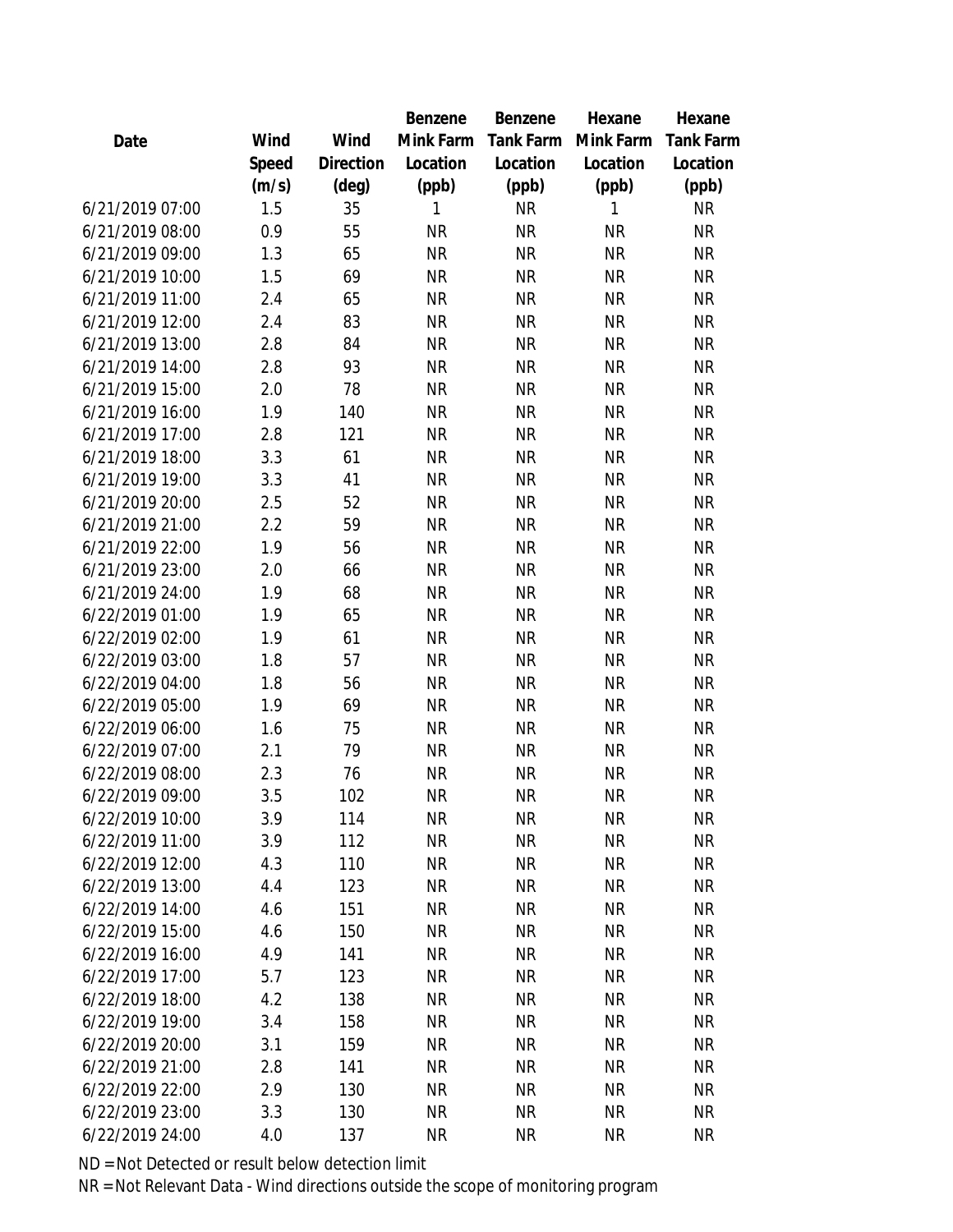| Date | Wind Speed (m/s) | Wind Direction (deg) | Benzene Mink Farm Location (ppb) | Benzene Tank Farm Location (ppb) | Hexane Mink Farm Location (ppb) | Hexane Tank Farm Location (ppb) |
|---|---|---|---|---|---|---|
| 6/21/2019 07:00 | 1.5 | 35 | 1 | NR | 1 | NR |
| 6/21/2019 08:00 | 0.9 | 55 | NR | NR | NR | NR |
| 6/21/2019 09:00 | 1.3 | 65 | NR | NR | NR | NR |
| 6/21/2019 10:00 | 1.5 | 69 | NR | NR | NR | NR |
| 6/21/2019 11:00 | 2.4 | 65 | NR | NR | NR | NR |
| 6/21/2019 12:00 | 2.4 | 83 | NR | NR | NR | NR |
| 6/21/2019 13:00 | 2.8 | 84 | NR | NR | NR | NR |
| 6/21/2019 14:00 | 2.8 | 93 | NR | NR | NR | NR |
| 6/21/2019 15:00 | 2.0 | 78 | NR | NR | NR | NR |
| 6/21/2019 16:00 | 1.9 | 140 | NR | NR | NR | NR |
| 6/21/2019 17:00 | 2.8 | 121 | NR | NR | NR | NR |
| 6/21/2019 18:00 | 3.3 | 61 | NR | NR | NR | NR |
| 6/21/2019 19:00 | 3.3 | 41 | NR | NR | NR | NR |
| 6/21/2019 20:00 | 2.5 | 52 | NR | NR | NR | NR |
| 6/21/2019 21:00 | 2.2 | 59 | NR | NR | NR | NR |
| 6/21/2019 22:00 | 1.9 | 56 | NR | NR | NR | NR |
| 6/21/2019 23:00 | 2.0 | 66 | NR | NR | NR | NR |
| 6/21/2019 24:00 | 1.9 | 68 | NR | NR | NR | NR |
| 6/22/2019 01:00 | 1.9 | 65 | NR | NR | NR | NR |
| 6/22/2019 02:00 | 1.9 | 61 | NR | NR | NR | NR |
| 6/22/2019 03:00 | 1.8 | 57 | NR | NR | NR | NR |
| 6/22/2019 04:00 | 1.8 | 56 | NR | NR | NR | NR |
| 6/22/2019 05:00 | 1.9 | 69 | NR | NR | NR | NR |
| 6/22/2019 06:00 | 1.6 | 75 | NR | NR | NR | NR |
| 6/22/2019 07:00 | 2.1 | 79 | NR | NR | NR | NR |
| 6/22/2019 08:00 | 2.3 | 76 | NR | NR | NR | NR |
| 6/22/2019 09:00 | 3.5 | 102 | NR | NR | NR | NR |
| 6/22/2019 10:00 | 3.9 | 114 | NR | NR | NR | NR |
| 6/22/2019 11:00 | 3.9 | 112 | NR | NR | NR | NR |
| 6/22/2019 12:00 | 4.3 | 110 | NR | NR | NR | NR |
| 6/22/2019 13:00 | 4.4 | 123 | NR | NR | NR | NR |
| 6/22/2019 14:00 | 4.6 | 151 | NR | NR | NR | NR |
| 6/22/2019 15:00 | 4.6 | 150 | NR | NR | NR | NR |
| 6/22/2019 16:00 | 4.9 | 141 | NR | NR | NR | NR |
| 6/22/2019 17:00 | 5.7 | 123 | NR | NR | NR | NR |
| 6/22/2019 18:00 | 4.2 | 138 | NR | NR | NR | NR |
| 6/22/2019 19:00 | 3.4 | 158 | NR | NR | NR | NR |
| 6/22/2019 20:00 | 3.1 | 159 | NR | NR | NR | NR |
| 6/22/2019 21:00 | 2.8 | 141 | NR | NR | NR | NR |
| 6/22/2019 22:00 | 2.9 | 130 | NR | NR | NR | NR |
| 6/22/2019 23:00 | 3.3 | 130 | NR | NR | NR | NR |
| 6/22/2019 24:00 | 4.0 | 137 | NR | NR | NR | NR |

ND = Not Detected or result below detection limit

NR = Not Relevant Data - Wind directions outside the scope of monitoring program